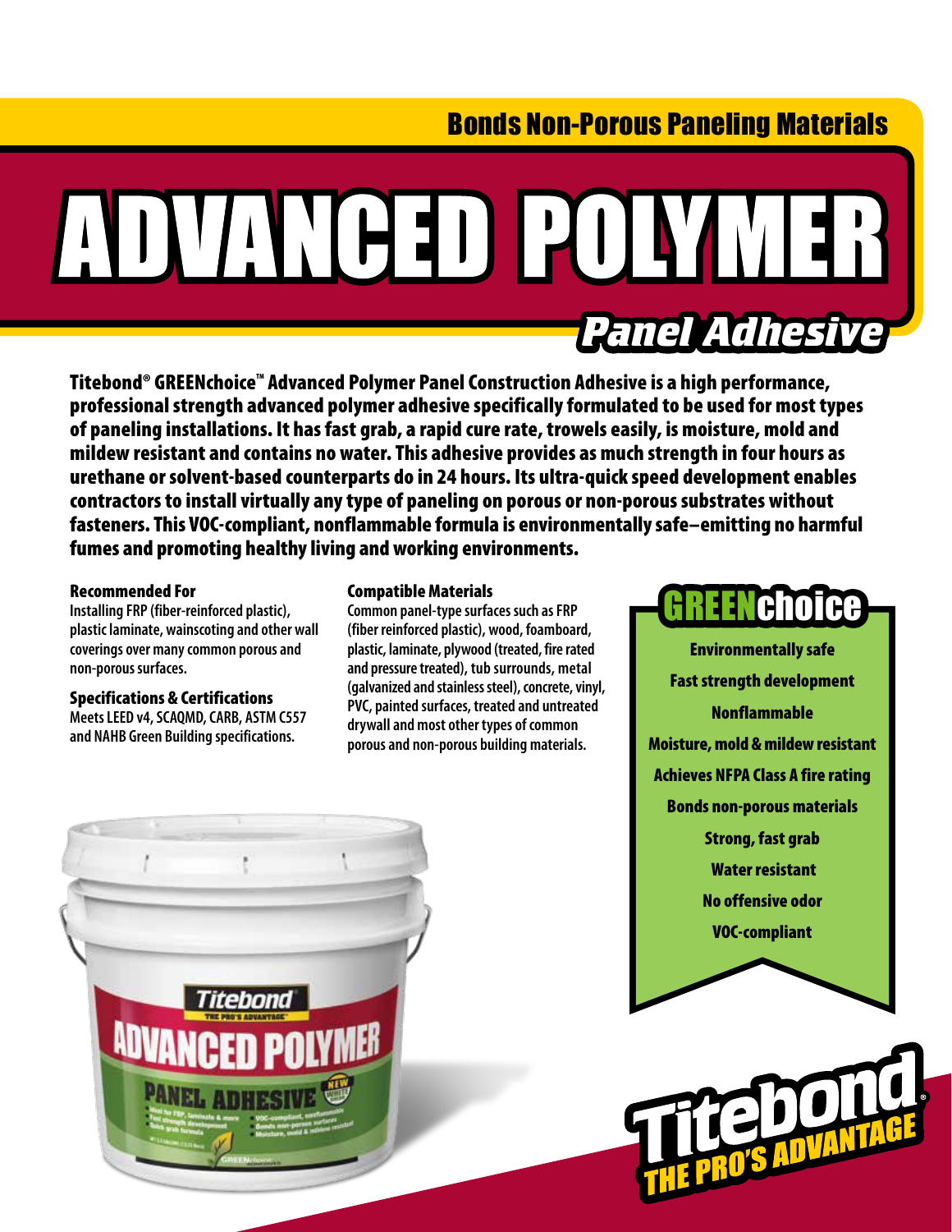Bonds Non-Porous Paneling Materials

# ADVANCED POLYMER

## *Panel Adhesive*

**Titebond® GREENchoice™ Advanced Polymer Panel Construction Adhesive is a high performance, professional strength advanced polymer adhesive specifically formulated to be used for most types of paneling installations. It has fast grab, a rapid cure rate, trowels easily, is moisture, mold and mildew resistant and contains no water. This adhesive provides as much strength in four hours as urethane or solvent-based counterparts do in 24 hours. Its ultra-quick speed development enables contractors to install virtually any type of paneling on porous or non-porous substrates without fasteners. This VOC-compliant, nonflammable formula is environmentally safe–emitting no harmful fumes and promoting healthy living and working environments.**

### Recommended For

Installing FRP (fiber-reinforced plastic), plastic laminate, wainscoting and other wall coverings over many common porous and non-porous surfaces.

### Specifications & Certifications

Meets LEED v4, SCAQMD, CARB, ASTM C557 and NAHB Green Building specifications.

### Compatible Materials

Common panel-type surfaces such as FRP (fiber reinforced plastic), wood, foamboard, plastic, laminate, plywood (treated, fire rated and pressure treated), tub surrounds, metal (galvanized and stainless steel), concrete, vinyl, PVC, painted surfaces, treated and untreated drywall and most other types of common porous and non-porous building materials.

### GREENchoice

- Environmentally safe
- Fast strength development
- Nonflammable
- Moisture, mold & mildew resistant
- Achieves NFPA Class A fire rating
- Bonds non-porous materials
- Strong, fast grab
- Water resistant
- No offensive odor
- VOC-compliant

Titebond® THE PRO'S ADVANTAGE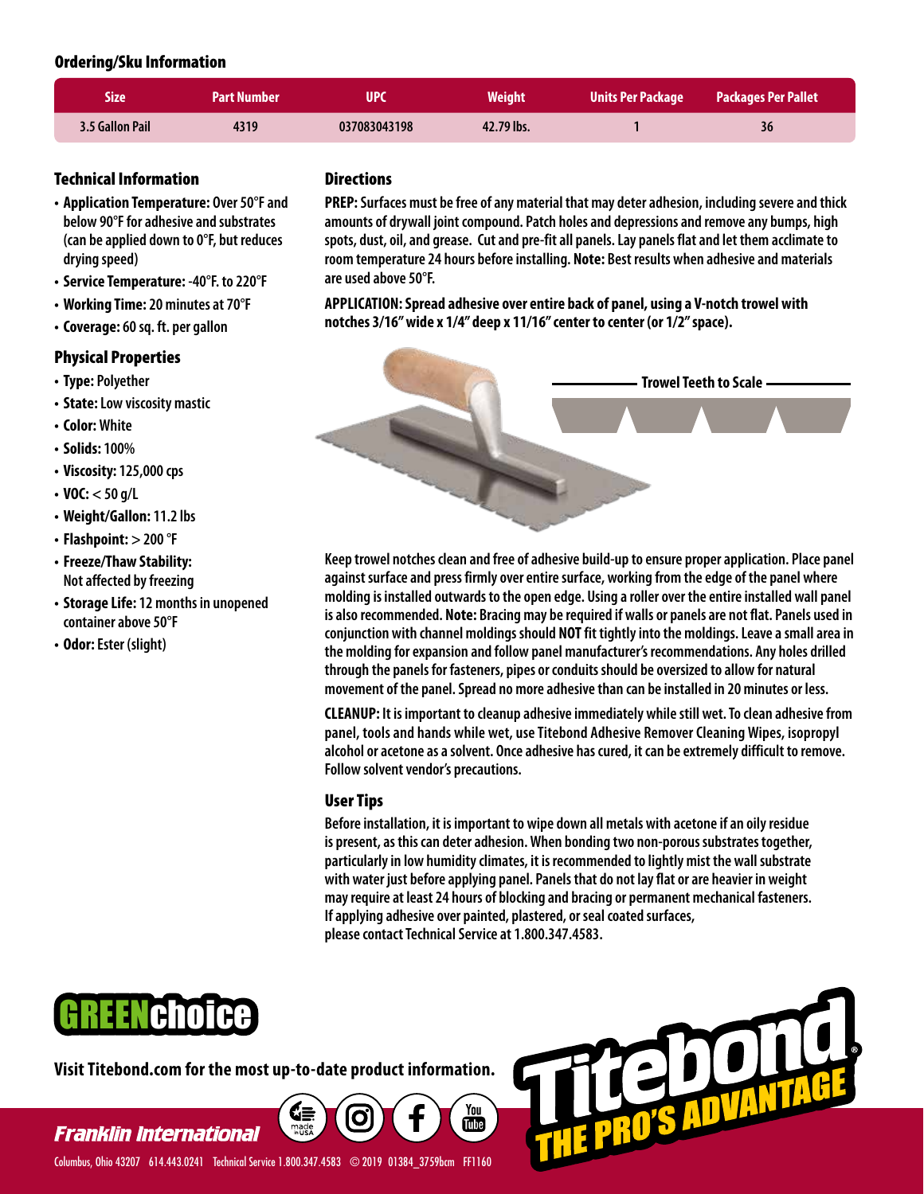## Ordering/Sku Information

| Size | Part Number | UPC | Weight | Units Per Package | Packages Per Pallet |
| --- | --- | --- | --- | --- | --- |
| 3.5 Gallon Pail | 4319 | 037083043198 | 42.79 lbs. | 1 | 36 |

## Technical Information

- **Application Temperature:** Over 50°F and below 90°F for adhesive and substrates (can be applied down to 0°F, but reduces drying speed)
- **Service Temperature:** -40°F. to 220°F
- **Working Time:** 20 minutes at 70°F
- **Coverage:** 60 sq. ft. per gallon

## Physical Properties

- **Type:** Polyether
- **State:** Low viscosity mastic
- **Color:** White
- **Solids:** 100%
- **Viscosity:** 125,000 cps
- **VOC:** < 50 g/L
- **Weight/Gallon:** 11.2 lbs
- **Flashpoint:** > 200 °F
- **Freeze/Thaw Stability:** Not affected by freezing
- **Storage Life:** 12 months in unopened container above 50°F
- **Odor:** Ester (slight)

## Directions

**PREP:** Surfaces must be free of any material that may deter adhesion, including severe and thick amounts of drywall joint compound. Patch holes and depressions and remove any bumps, high spots, dust, oil, and grease. Cut and pre-fit all panels. Lay panels flat and let them acclimate to room temperature 24 hours before installing. **Note:** Best results when adhesive and materials are used above 50°F.

**APPLICATION: Spread adhesive over entire back of panel, using a V-notch trowel with notches 3/16" wide x 1/4" deep x 11/16" center to center (or 1/2" space).**

Trowel Teeth to Scale

Keep trowel notches clean and free of adhesive build-up to ensure proper application. Place panel against surface and press firmly over entire surface, working from the edge of the panel where molding is installed outwards to the open edge. Using a roller over the entire installed wall panel is also recommended. **Note:** Bracing may be required if walls or panels are not flat. Panels used in conjunction with channel moldings should **NOT** fit tightly into the moldings. Leave a small area in the molding for expansion and follow panel manufacturer's recommendations. Any holes drilled through the panels for fasteners, pipes or conduits should be oversized to allow for natural movement of the panel. Spread no more adhesive than can be installed in 20 minutes or less.

**CLEANUP:** It is important to cleanup adhesive immediately while still wet. To clean adhesive from panel, tools and hands while wet, use Titebond Adhesive Remover Cleaning Wipes, isopropyl alcohol or acetone as a solvent. Once adhesive has cured, it can be extremely difficult to remove. Follow solvent vendor's precautions.

### User Tips

Before installation, it is important to wipe down all metals with acetone if an oily residue is present, as this can deter adhesion. When bonding two non-porous substrates together, particularly in low humidity climates, it is recommended to lightly mist the wall substrate with water just before applying panel. Panels that do not lay flat or are heavier in weight may require at least 24 hours of blocking and bracing or permanent mechanical fasteners. If applying adhesive over painted, plastered, or seal coated surfaces, please contact Technical Service at 1.800.347.4583.

GREENchoice

**Visit Titebond.com for the most up-to-date product information.**

Titebond® THE PRO'S ADVANTAGE

*Franklin International*

Columbus, Ohio 43207 614.443.0241 Technical Service 1.800.347.4583 © 2019 01384_3759bcm FF1160